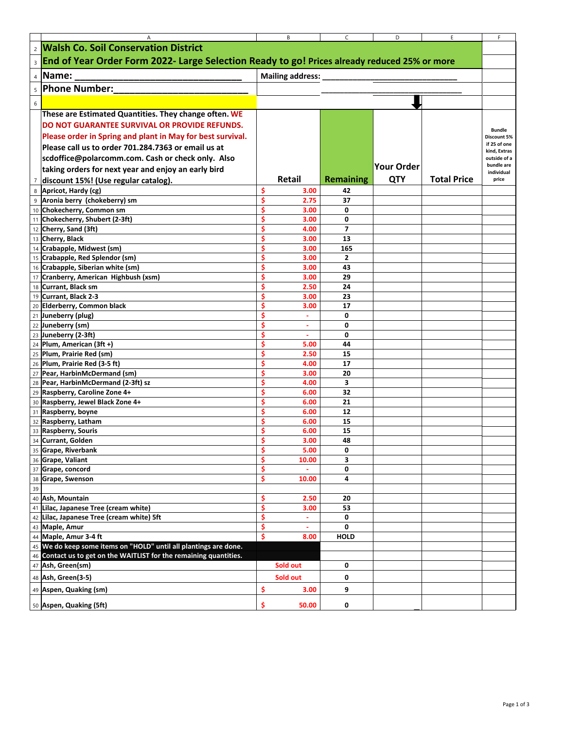# Walsh Co. Soil Conservation District

## End of Year Order Form 2022- Large Selection Ready to go! Prices already reduced 25% or more

**Name:** ________________________________ **Mailing address:** ______________________________

**Phone Number:**__________________________ ______________________________

| These are Estimated Quantities. They change often. WE DO NOT GUARANTEE SURVIVAL OR PROVIDE REFUNDS. Please order in Spring and plant in May for best survival. Please call us to order 701.284.7363 or email us at scdoffice@polarcomm.com. Cash or check only. Also taking orders for next year and enjoy an early bird discount 15%! (Use regular catalog). | Retail | Remaining | Your Order QTY | Total Price | Bundle Discount 5% if 25 of one kind, Extras outside of a bundle are individual price |
|---|---|---|---|---|---|
| Apricot, Hardy (cg) | $ 3.00 | 42 | | | |
| Aronia berry (chokeberry) sm | $ 2.75 | 37 | | | |
| Chokecherry, Common sm | $ 3.00 | 0 | | | |
| Chokecherry, Shubert (2-3ft) | $ 3.00 | 0 | | | |
| Cherry, Sand (3ft) | $ 4.00 | 7 | | | |
| Cherry, Black | $ 3.00 | 13 | | | |
| Crabapple, Midwest (sm) | $ 3.00 | 165 | | | |
| Crabapple, Red Splendor (sm) | $ 3.00 | 2 | | | |
| Crabapple, Siberian white (sm) | $ 3.00 | 43 | | | |
| Cranberry, American Highbush (xsm) | $ 3.00 | 29 | | | |
| Currant, Black sm | $ 2.50 | 24 | | | |
| Currant, Black 2-3 | $ 3.00 | 23 | | | |
| Elderberry, Common black | $ 3.00 | 17 | | | |
| Juneberry (plug) | $ - | 0 | | | |
| Juneberry (sm) | $ - | 0 | | | |
| Juneberry (2-3ft) | $ - | 0 | | | |
| Plum, American (3ft +) | $ 5.00 | 44 | | | |
| Plum, Prairie Red (sm) | $ 2.50 | 15 | | | |
| Plum, Prairie Red (3-5 ft) | $ 4.00 | 17 | | | |
| Pear, HarbinMcDermand (sm) | $ 3.00 | 20 | | | |
| Pear, HarbinMcDermand (2-3ft) sz | $ 4.00 | 3 | | | |
| Raspberry, Caroline Zone 4+ | $ 6.00 | 32 | | | |
| Raspberry, Jewel Black Zone 4+ | $ 6.00 | 21 | | | |
| Raspberry, boyne | $ 6.00 | 12 | | | |
| Raspberry, Latham | $ 6.00 | 15 | | | |
| Raspberry, Souris | $ 6.00 | 15 | | | |
| Currant, Golden | $ 3.00 | 48 | | | |
| Grape, Riverbank | $ 5.00 | 0 | | | |
| Grape, Valiant | $ 10.00 | 3 | | | |
| Grape, concord | $ - | 0 | | | |
| Grape, Swenson | $ 10.00 | 4 | | | |
| | | | | | |
| Ash, Mountain | $ 2.50 | 20 | | | |
| Lilac, Japanese Tree (cream white) | $ 3.00 | 53 | | | |
| Lilac, Japanese Tree (cream white) 5ft | $ - | 0 | | | |
| Maple, Amur | $ - | 0 | | | |
| Maple, Amur 3-4 ft | $ 8.00 | HOLD | | | |
| We do keep some items on "HOLD" until all plantings are done. | | | | | |
| Contact us to get on the WAITLIST for the remaining quantities. | | | | | |
| Ash, Green(sm) | Sold out | 0 | | | |
| Ash, Green(3-5) | Sold out | 0 | | | |
| Aspen, Quaking (sm) | $ 3.00 | 9 | | | |
| Aspen, Quaking (5ft) | $ 50.00 | 0 | | | |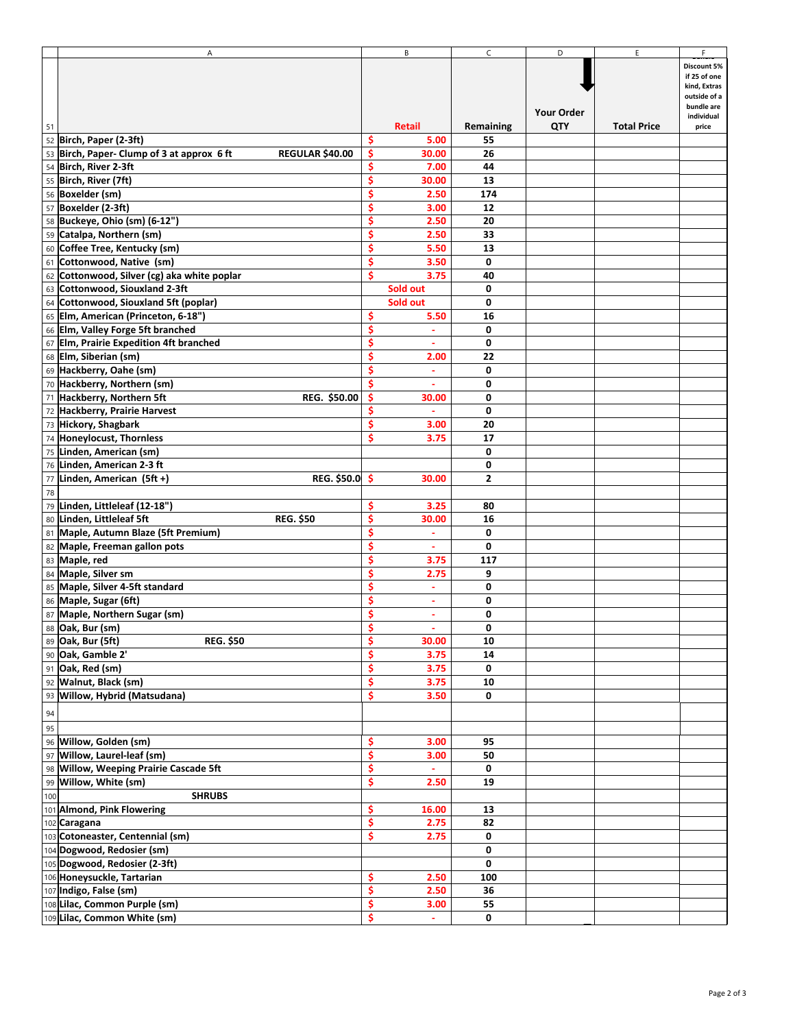| | A | | B | C | D | E | F |
|---|---|---|---|---|---|---|---|
| 51 | | | Retail | Remaining | Your Order QTY | Total Price | Discount 5% if 25 of one kind, Extras outside of a bundle are individual price |
| 52 | Birch, Paper (2-3ft) | | $ 5.00 | 55 | | | |
| 53 | Birch, Paper- Clump of 3 at approx 6 ft | REGULAR $40.00 | $ 30.00 | 26 | | | |
| 54 | Birch, River 2-3ft | | $ 7.00 | 44 | | | |
| 55 | Birch, River (7ft) | | $ 30.00 | 13 | | | |
| 56 | Boxelder (sm) | | $ 2.50 | 174 | | | |
| 57 | Boxelder (2-3ft) | | $ 3.00 | 12 | | | |
| 58 | Buckeye, Ohio (sm) (6-12") | | $ 2.50 | 20 | | | |
| 59 | Catalpa, Northern (sm) | | $ 2.50 | 33 | | | |
| 60 | Coffee Tree, Kentucky (sm) | | $ 5.50 | 13 | | | |
| 61 | Cottonwood, Native (sm) | | $ 3.50 | 0 | | | |
| 62 | Cottonwood, Silver (cg) aka white poplar | | $ 3.75 | 40 | | | |
| 63 | Cottonwood, Siouxland 2-3ft | | Sold out | 0 | | | |
| 64 | Cottonwood, Siouxland 5ft (poplar) | | Sold out | 0 | | | |
| 65 | Elm, American (Princeton, 6-18") | | $ 5.50 | 16 | | | |
| 66 | Elm, Valley Forge 5ft branched | | $ - | 0 | | | |
| 67 | Elm, Prairie Expedition 4ft branched | | $ - | 0 | | | |
| 68 | Elm, Siberian (sm) | | $ 2.00 | 22 | | | |
| 69 | Hackberry, Oahe (sm) | | $ - | 0 | | | |
| 70 | Hackberry, Northern (sm) | | $ - | 0 | | | |
| 71 | Hackberry, Northern 5ft | REG. $50.00 | $ 30.00 | 0 | | | |
| 72 | Hackberry, Prairie Harvest | | $ - | 0 | | | |
| 73 | Hickory, Shagbark | | $ 3.00 | 20 | | | |
| 74 | Honeylocust, Thornless | | $ 3.75 | 17 | | | |
| 75 | Linden, American (sm) | | | 0 | | | |
| 76 | Linden, American 2-3 ft | | | 0 | | | |
| 77 | Linden, American (5ft +) | REG. $50.0 | $ 30.00 | 2 | | | |
| 78 | | | | | | | |
| 79 | Linden, Littleleaf (12-18") | | $ 3.25 | 80 | | | |
| 80 | Linden, Littleleaf 5ft | REG. $50 | $ 30.00 | 16 | | | |
| 81 | Maple, Autumn Blaze (5ft Premium) | | $ - | 0 | | | |
| 82 | Maple, Freeman gallon pots | | $ - | 0 | | | |
| 83 | Maple, red | | $ 3.75 | 117 | | | |
| 84 | Maple, Silver sm | | $ 2.75 | 9 | | | |
| 85 | Maple, Silver 4-5ft standard | | $ - | 0 | | | |
| 86 | Maple, Sugar (6ft) | | $ - | 0 | | | |
| 87 | Maple, Northern Sugar (sm) | | $ - | 0 | | | |
| 88 | Oak, Bur (sm) | | $ - | 0 | | | |
| 89 | Oak, Bur (5ft) | REG. $50 | $ 30.00 | 10 | | | |
| 90 | Oak, Gamble 2' | | $ 3.75 | 14 | | | |
| 91 | Oak, Red (sm) | | $ 3.75 | 0 | | | |
| 92 | Walnut, Black (sm) | | $ 3.75 | 10 | | | |
| 93 | Willow, Hybrid (Matsudana) | | $ 3.50 | 0 | | | |
| 94 | | | | | | | |
| 95 | | | | | | | |
| 96 | Willow, Golden (sm) | | $ 3.00 | 95 | | | |
| 97 | Willow, Laurel-leaf (sm) | | $ 3.00 | 50 | | | |
| 98 | Willow, Weeping Prairie Cascade 5ft | | $ - | 0 | | | |
| 99 | Willow, White (sm) | | $ 2.50 | 19 | | | |
| 100 | SHRUBS | | | | | | |
| 101 | Almond, Pink Flowering | | $ 16.00 | 13 | | | |
| 102 | Caragana | | $ 2.75 | 82 | | | |
| 103 | Cotoneaster, Centennial (sm) | | $ 2.75 | 0 | | | |
| 104 | Dogwood, Redosier (sm) | | | 0 | | | |
| 105 | Dogwood, Redosier (2-3ft) | | | 0 | | | |
| 106 | Honeysuckle, Tartarian | | $ 2.50 | 100 | | | |
| 107 | Indigo, False (sm) | | $ 2.50 | 36 | | | |
| 108 | Lilac, Common Purple (sm) | | $ 3.00 | 55 | | | |
| 109 | Lilac, Common White (sm) | | $ - | 0 | | | |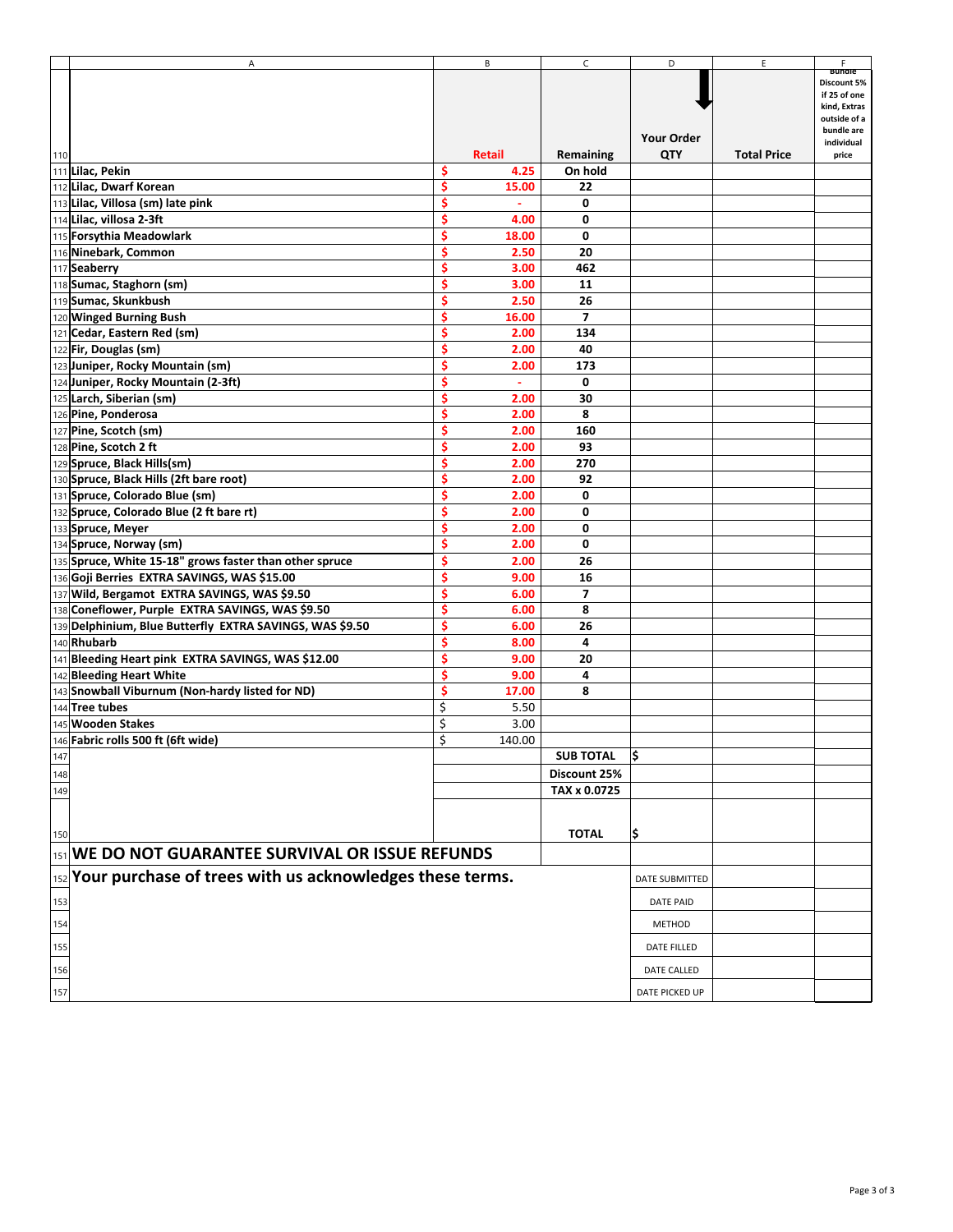| | A | B | C | D | E | F |
|---|---|---|---|---|---|---|
| 110 | | Retail | Remaining | Your Order QTY | Total Price | Bundle Discount 5% if 25 of one kind, Extras outside of a bundle are individual price |
| 111 | **Lilac, Pekin** | $ 4.25 | On hold | | | |
| 112 | **Lilac, Dwarf Korean** | $ 15.00 | 22 | | | |
| 113 | **Lilac, Villosa (sm) late pink** | $ - | 0 | | | |
| 114 | **Lilac, villosa 2-3ft** | $ 4.00 | 0 | | | |
| 115 | **Forsythia Meadowlark** | $ 18.00 | 0 | | | |
| 116 | **Ninebark, Common** | $ 2.50 | 20 | | | |
| 117 | **Seaberry** | $ 3.00 | 462 | | | |
| 118 | **Sumac, Staghorn (sm)** | $ 3.00 | 11 | | | |
| 119 | **Sumac, Skunkbush** | $ 2.50 | 26 | | | |
| 120 | **Winged Burning Bush** | $ 16.00 | 7 | | | |
| 121 | **Cedar, Eastern Red (sm)** | $ 2.00 | 134 | | | |
| 122 | **Fir, Douglas (sm)** | $ 2.00 | 40 | | | |
| 123 | **Juniper, Rocky Mountain (sm)** | $ 2.00 | 173 | | | |
| 124 | **Juniper, Rocky Mountain (2-3ft)** | $ - | 0 | | | |
| 125 | **Larch, Siberian (sm)** | $ 2.00 | 30 | | | |
| 126 | **Pine, Ponderosa** | $ 2.00 | 8 | | | |
| 127 | **Pine, Scotch (sm)** | $ 2.00 | 160 | | | |
| 128 | **Pine, Scotch 2 ft** | $ 2.00 | 93 | | | |
| 129 | **Spruce, Black Hills(sm)** | $ 2.00 | 270 | | | |
| 130 | **Spruce, Black Hills (2ft bare root)** | $ 2.00 | 92 | | | |
| 131 | **Spruce, Colorado Blue (sm)** | $ 2.00 | 0 | | | |
| 132 | **Spruce, Colorado Blue (2 ft bare rt)** | $ 2.00 | 0 | | | |
| 133 | **Spruce, Meyer** | $ 2.00 | 0 | | | |
| 134 | **Spruce, Norway (sm)** | $ 2.00 | 0 | | | |
| 135 | **Spruce, White 15-18" grows faster than other spruce** | $ 2.00 | 26 | | | |
| 136 | **Goji Berries EXTRA SAVINGS, WAS $15.00** | $ 9.00 | 16 | | | |
| 137 | **Wild, Bergamot EXTRA SAVINGS, WAS $9.50** | $ 6.00 | 7 | | | |
| 138 | **Coneflower, Purple EXTRA SAVINGS, WAS $9.50** | $ 6.00 | 8 | | | |
| 139 | **Delphinium, Blue Butterfly EXTRA SAVINGS, WAS $9.50** | $ 6.00 | 26 | | | |
| 140 | **Rhubarb** | $ 8.00 | 4 | | | |
| 141 | **Bleeding Heart pink EXTRA SAVINGS, WAS $12.00** | $ 9.00 | 20 | | | |
| 142 | **Bleeding Heart White** | $ 9.00 | 4 | | | |
| 143 | **Snowball Viburnum (Non-hardy listed for ND)** | $ 17.00 | 8 | | | |
| 144 | **Tree tubes** | $ 5.50 | | | | |
| 145 | **Wooden Stakes** | $ 3.00 | | | | |
| 146 | **Fabric rolls 500 ft (6ft wide)** | $ 140.00 | | | | |
| 147 | | | **SUB TOTAL** | $ | | |
| 148 | | | **Discount 25%** | | | |
| 149 | | | **TAX x 0.0725** | | | |
| 150 | | | **TOTAL** | $ | | |
| 151 | **WE DO NOT GUARANTEE SURVIVAL OR ISSUE REFUNDS** | | | | | |
| 152 | **Your purchase of trees with us acknowledges these terms.** | | | DATE SUBMITTED | | |
| 153 | | | | DATE PAID | | |
| 154 | | | | METHOD | | |
| 155 | | | | DATE FILLED | | |
| 156 | | | | DATE CALLED | | |
| 157 | | | | DATE PICKED UP | | |